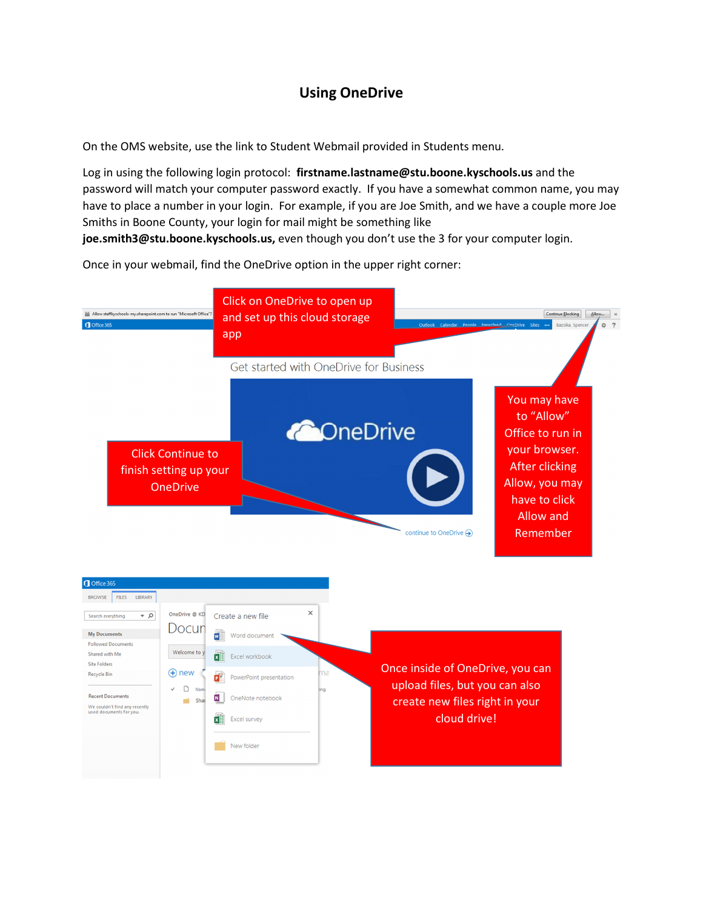# Using OneDrive

On the OMS website, use the link to Student Webmail provided in Students menu.

Log in using the following login protocol: **firstname.lastname@stu.boone.kyschools.us** and the password will match your computer password exactly. If you have a somewhat common name, you may have to place a number in your login. For example, if you are Joe Smith, and we have a couple more Joe Smiths in Boone County, your login for mail might be something like **joe.smith3@stu.boone.kyschools.us,** even though you don't use the 3 for your computer login.

Once in your webmail, find the OneDrive option in the upper right corner:

Click on OneDrive to open up and set up this cloud storage app

You may have to "Allow" Office to run in your browser. After clicking Allow, you may have to click Allow and Remember

Click Continue to finish setting up your OneDrive

Once inside of OneDrive, you can upload files, but you can also create new files right in your cloud drive!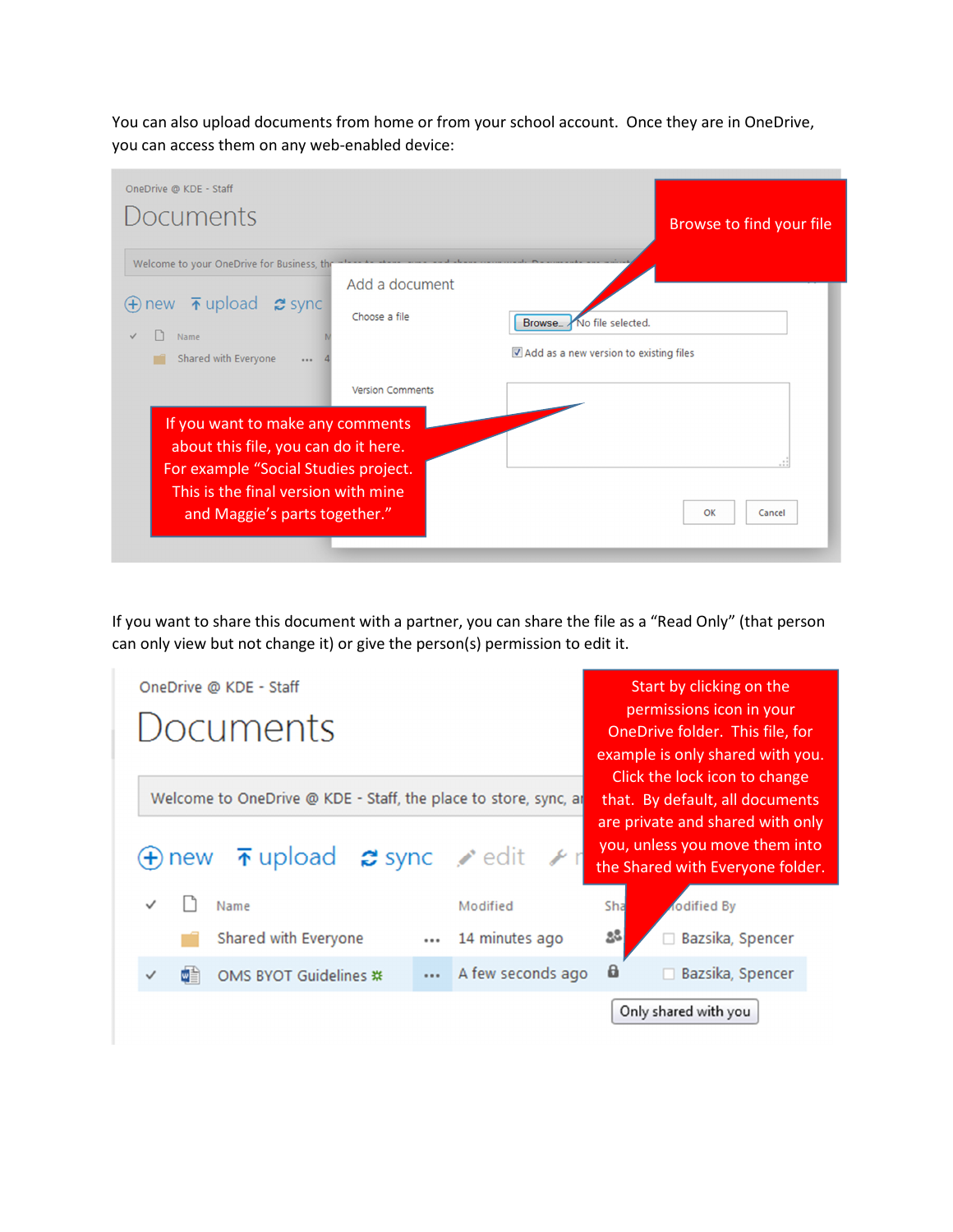You can also upload documents from home or from your school account. Once they are in OneDrive, you can access them on any web-enabled device:

OneDrive @ KDE - Staff

Documents

Welcome to your OneDrive for Business, the place to store, sync, and share your work. Documents are ...

new upload sync

Name

Shared with Everyone

Add a document

Choose a file

Browse... No file selected.

Add as a new version to existing files

Version Comments

OK Cancel

Browse to find your file

If you want to make any comments about this file, you can do it here. For example "Social Studies project. This is the final version with mine and Maggie's parts together."

If you want to share this document with a partner, you can share the file as a "Read Only" (that person can only view but not change it) or give the person(s) permission to edit it.

OneDrive @ KDE - Staff

Documents

Welcome to OneDrive @ KDE - Staff, the place to store, sync, ar...

new upload sync edit

| | Name | | Modified | Sharing | Modified By |
|---|---|---|---|---|---|
| | Shared with Everyone | ... | 14 minutes ago | | Bazsika, Spencer |
| ✓ | OMS BYOT Guidelines | ... | A few seconds ago | | Bazsika, Spencer |

Only shared with you

Start by clicking on the permissions icon in your OneDrive folder. This file, for example is only shared with you. Click the lock icon to change that. By default, all documents are private and shared with only you, unless you move them into the Shared with Everyone folder.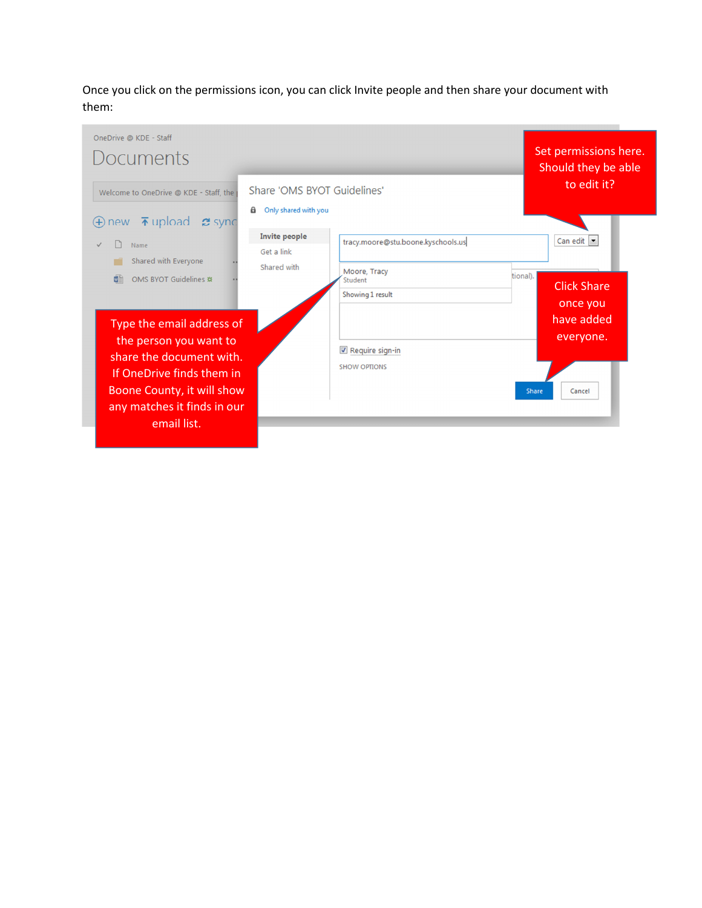Once you click on the permissions icon, you can click Invite people and then share your document with them:

Set permissions here. Should they be able to edit it?

Type the email address of the person you want to share the document with. If OneDrive finds them in Boone County, it will show any matches it finds in our email list.

Click Share once you have added everyone.